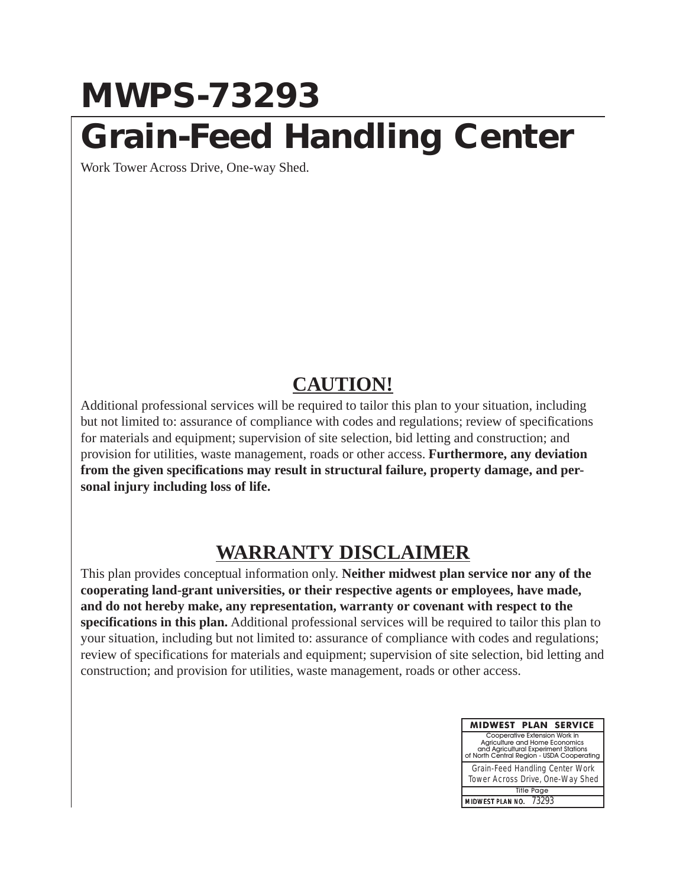# MWPS-73293

# Grain-Feed Handling Center

Work Tower Across Drive, One-way Shed.

## CAUTION!

Additional professional services will be required to tailor this plan to your situation, including but not limited to: assurance of compliance with codes and regulations; review of specifications for materials and equipment; supervision of site selection, bid letting and construction; and provision for utilities, waste management, roads or other access. **Furthermore, any deviation from the given specifications may result in structural failure, property damage, and personal injury including loss of life.**

## WARRANTY DISCLAIMER

This plan provides conceptual information only. **Neither midwest plan service nor any of the cooperating land-grant universities, or their respective agents or employees, have made, and do not hereby make, any representation, warranty or covenant with respect to the specifications in this plan.** Additional professional services will be required to tailor this plan to your situation, including but not limited to: assurance of compliance with codes and regulations; review of specifications for materials and equipment; supervision of site selection, bid letting and construction; and provision for utilities, waste management, roads or other access.

| MIDWEST PLAN SERVICE |
|---|
| Cooperative Extension Work in Agriculture and Home Economics and Agricultural Experiment Stations of North Central Region - USDA Cooperating |
| Grain-Feed Handling Center Work Tower Across Drive, One-Way Shed |
| Title Page |
| MIDWEST PLAN NO. 73293 |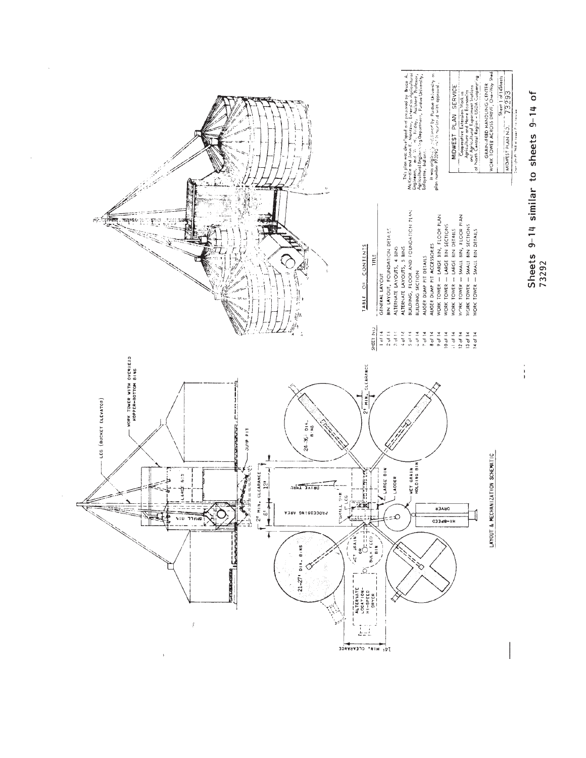LEG (BUCKET ELEVATOR)

WORK TOWER WITH OVERHEAD HOPPER-BOTTOM BINS

LARGE BIN

SMALL BIN

DUMP PIT

21-27' DIA. BINS

24-36' DIA. BINS

2' MIN. CLEARANCE

8'

12'

DRIVE THRU

PROCESSING AREA

SMALL BIN

LEG

LARGE BIN

LADDER

WET GRAIN HOLDING BIN

WET GRAIN OR BULK FEED BIN

ALTERNATE LOCATION HI-SPEED DRYER

HI-SPEED DRYER

14' MIN. CLEARANCE

LAYOUT & MECHANIZATION SCHEMATIC

## TABLE OF CONTENTS

| SHEET NO. | TITLE |
|---|---|
| 1 of 14 | GENERAL LAYOUT |
| 2 of 14 | BIN LAYOUT, FOUNDATION DETAILS |
| 3 of 14 | ALTERNATE LAYOUTS, 4 BINS |
| 4 of 14 | ALTERNATE LAYOUTS, 5 BINS |
| 5 of 14 | BUILDING, FLOOR AND FOUNDATION PLAN |
| 6 of 14 | BUILDING SECTION |
| 7 of 14 | AUGER DUMP PIT DETAILS |
| 8 of 14 | AUGER DUMP PIT ACCESSORIES |
| 9 of 14 | WORK TOWER — LARGE BIN, FLOOR PLAN |
| 10 of 14 | WORK TOWER — LARGE BIN, SECTIONS |
| 11 of 14 | WORK TOWER — LARGE BIN, DETAILS |
| 12 of 14 | WORK TOWER — SMALL BIN, FLOOR PLAN |
| 13 of 14 | WORK TOWER — SMALL BIN, SECTIONS |
| 14 of 14 | WORK TOWER — SMALL BIN DETAILS |

This plan was developed and prepared by Bruce A. McKenzie and John E. Nientzer, Extension Agricultural Engineers, and W. H. Friday, Assistant Professor, Agricultural Engineering Department, Purdue University, Lafayette, Indiana.

It was originally published by Purdue University as plan number P3292 and is reprinted with approval.

MIDWEST PLAN SERVICE

Cooperative Extension Work in Agriculture and Home Economics and Agricultural Experiment Stations of North Central Region - USDA Cooperating

GRAIN-FEED HANDLING CENTER
WORK TOWER ACROSS DRIVE, One-Way Shed

Sheet 1 of 14 Sheets

MIDWEST PLAN NO. 73293

**Sheets 9-14 similar to sheets 9-14 of 73292**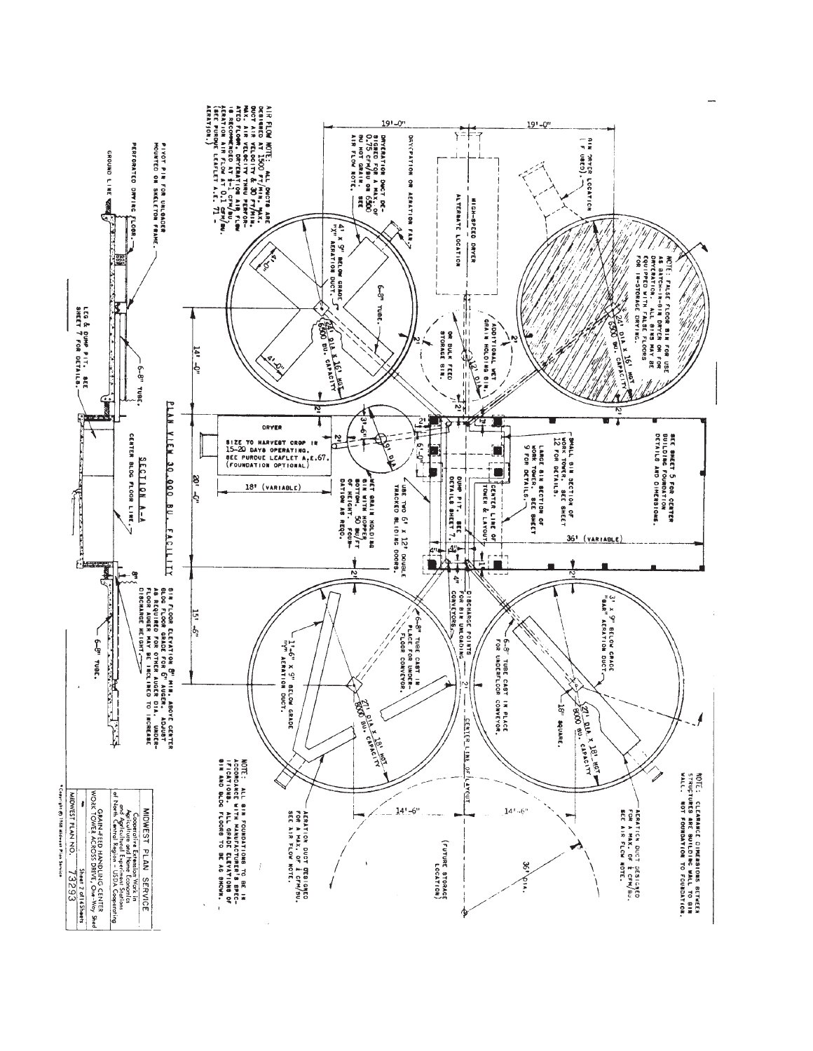## PLAN VIEW 30,000 BU. FACILITY

NOTE: CLEARANCE DIMENSIONS BETWEEN STRUCTURES ARE BUILDING WALL TO BIN WALL. NOT FOUNDATION TO FOUNDATION.

BIN DRYER LOCATION (IF USED).

NOTE: FALSE FLOOR BIN FOR USE AS BATCH-IN-BIN DRYER OR FOR DRYERATION. ALL BINS MAY BE EQUIPPED WITH FALSE FLOORS FOR IN-STORAGE DRYING.

24' DIA x 16' HGT 6500 BU. CAPACITY

HIGH-SPEED DRYER ALTERNATE LOCATION

ADDITIONAL WET GRAIN HOLDING BIN OR BULK FEED STORAGE BIN.

12' DIA

SEE SHEET 5 FOR CENTER BUILDING FOUNDATION DETAILS AND DIMENSIONS.

SMALL BIN SECTION OF WORK TOWER. SEE SHEET 12 FOR DETAILS.

LARGE BIN SECTION OF WORK TOWER. SEE SHEET 9 FOR DETAILS.

CENTER LINE OF TOWER & LAYOUT

DUMP PIT. SEE DETAILS SHEET 7.

36' (VARIABLE)

DRYCATION OR AERATION FAN.

DRYERATION DUCT DESIGNED FOR A MAX. OF 0.75 CFM/BU OR 6500 BU HOT GRAIN. SEE AIR FLOW NOTE.

4' x 9" BELOW GRADE "X" AERATION DUCT.

6-8" TUBE.

24' DIA x 16' HGT 6500 BU. CAPACITY

DRYER SIZE TO HARVEST CROP IN 15-20 DAYS OPERATING. SEE PURDUE LEAFLET A.E. 67. (FOUNDATION OPTIONAL)

18' (VARIABLE)

9' DIA.

WET GRAIN HOLDING BIN WITH HOPPER BOTTOM. 50 BU/FT OF HEIGHT. FOUNDATION AS REQD.

USE TWO 6' x 12' DOUBLE TRACKED SLIDING DOORS.

DISCHARGE POINTS FOR BIN UNLOADING CONVEYORS.

3' x 9" BELOW GRADE "BAR" AERATION DUCT.

6-8" TUBE CAST IN PLACE FOR UNDERFLOOR CONVEYOR.

18" SQUARE.

27' DIA x 18' HGT 8000 BU. CAPACITY

CENTER LINE OF LAYOUT

AERATION DUCT DESIGNED FOR A MAX. OF ¼ CFM/BU. SEE AIR FLOW NOTE.

36' DIA.

(FUTURE STORAGE LOCATION)

1'-6" x 9" BELOW GRADE "Y" AERATION DUCT.

6-8" TUBE CAST IN PLACE FOR UNDER-FLOOR CONVEYOR.

27' DIA x 18' HGT 8000 BU. CAPACITY

AERATION DUCT DESIGNED FOR A MAX. OF ¼ CFM/BU. SEE AIR FLOW NOTE.

NOTE: ALL BIN FOUNDATIONS TO BE IN ACCORDANCE WITH MANUFACTURER'S SPECIFICATIONS. ALL GRADE ELEVATIONS OF BIN AND BLDG FLOORS TO BE AS SHOWN.

Dimensions: 19'-0", 19'-0", 14'-0", 20'-0", 15'-6", 14'-6", 14'-6", 2', 4", 6'-0", 3'-6"

AIR FLOW NOTE: ALL DUCTS ARE DESIGNED AT 1500 FT/MIN. MAX. DUCT AIR VELOCITY & 30 FT/MIN. MAX. AIR VELOCITY THRU PERFORATED FLOOR. DRYERATION AIR FLOW IS RECOMMENDED AT ½-1 CFM/BU. AERATION AIR FLOW AT 0.1 CFM/BU. (SEE PURDUE LEAFLET A.E. 71 - AERATION.)

## SECTION A-A

PIVOT PIN FOR UNLOADER MOUNTED ON SKELETON FRAME.

PERFORATED DRYING FLOOR.

GROUND LINE

6-8" TUBE.

LEG & DUMP PIT. SEE SHEET 7 FOR DETAILS.

CENTER BLDG FLOOR LINE.

BIN FLOOR ELEVATION 8" MIN. ABOVE CENTER BLDG FLOOR GRADE FOR 6" AUGER. ADJUST AS REQUIRED FOR OTHER AUGER DIA. UNDERFLOOR AUGER MAY BE INCLINED TO INCREASE DISCHARGE HEIGHT.

8"

6-8" TUBE.

| MIDWEST PLAN SERVICE |
|---|
| Cooperative Extension Work in Agriculture and Home Economics and Agricultural Experiment Stations of North Central Region - USDA Cooperating |
| GRAIN-FEED HANDLING CENTER WORK TOWER ACROSS DRIVE, One-Way Shed |
| Sheet 2 of 14 Sheets |
| MIDWEST PLAN NO. 73293 |

© Copyright 1968 Midwest Plan Service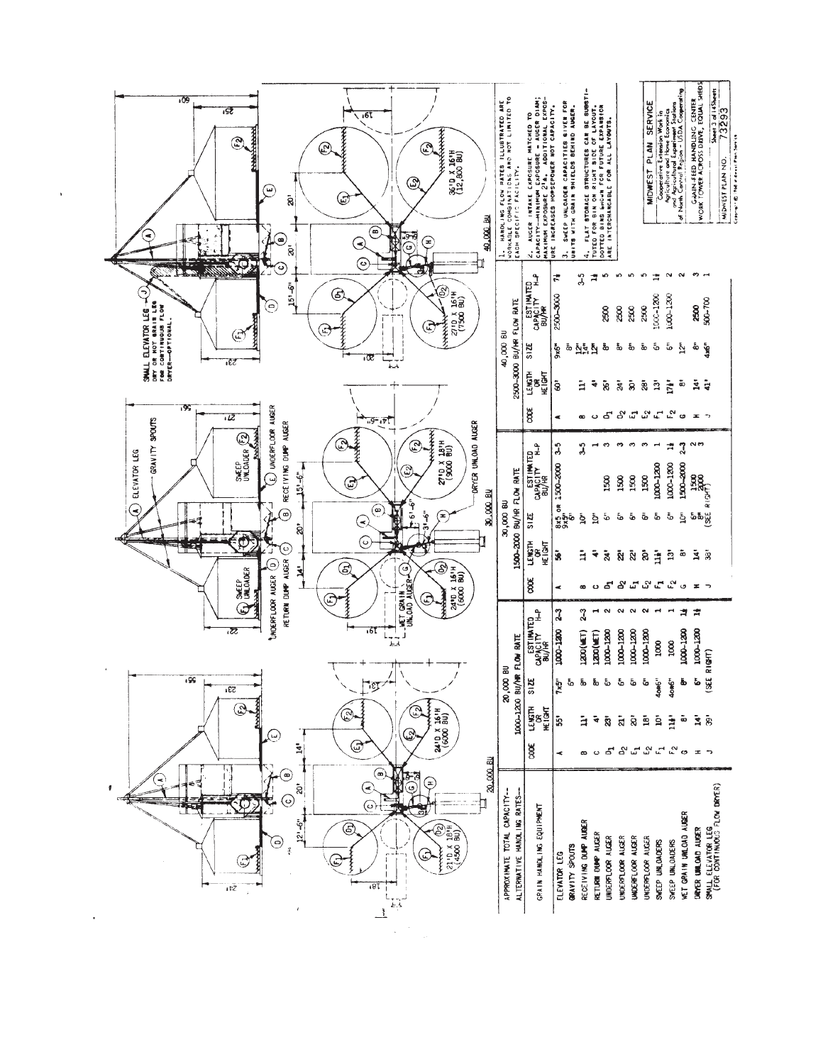SMALL ELEVATOR LEG — DRY OR MOIST GRAIN LEG FOR CONTINUOUS FLOW DRYER—OPTIONAL.

20,000 BU — 21'D X 18'H (4500 BU) — 24'D X 16'H (6000 BU)

30,000 BU — 24'D X 16'H (6000 BU) — 27'D X 18'H (9000 BU)

40,000 BU — 27'D X 16'H (7500 BU) — 36'D X 16'H (12,800 BU)

| APPROXIMATE TOTAL CAPACITY— | 20,000 BU | | | | 30,000 BU | | | | 40,000 BU | | | |
|---|---|---|---|---|---|---|---|---|---|---|---|---|
| ALTERNATIVE HANDLING RATES— | 1000–1200 BU/HR FLOW RATE | | | | 1500–2000 BU/HR FLOW RATE | | | | 2500–3000 BU/HR FLOW RATE | | | |
| GRAIN HANDLING EQUIPMENT | CODE | LENGTH OR HEIGHT | SIZE | ESTIMATED CAPACITY BU/HR | CODE | LENGTH OR HEIGHT | SIZE | ESTIMATED CAPACITY BU/HR | CODE | LENGTH OR HEIGHT | SIZE | ESTIMATED CAPACITY BU/HR |
| ELEVATOR LEG | A | 55' | 7x5" | 1000–1200 2–3 | A | 56' | 8x5 OR 9x5" | 1500–2000 3–5 | A | 60' | 9x6" | 2500–3000 7½ |
| GRAVITY SPOUTS | | | 6" | | | | 6" | | | | 8" | |
| RECEIVING DUMP AUGER | B | 11' | 8" | 1200(WET) 2–3 | B | 11' | 10" | 3–5 | B | 11' | 12" | 3–5 |
| RETURN DUMP AUGER | C | 4' | 8" | 1200(WET) 1 | C | 4' | 10" | 1 | C | 4' | 12" | 1½ |
| UNDERFLOOR AUGER | $D_1$ | 23' | 6" | 1000–1200 2 | $D_1$ | 24' | 6" | 1500 3 | $D_1$ | 26' | 8" | 2500 5 |
| UNDERFLOOR AUGER | $D_2$ | 21' | 6" | 1000–1200 2 | $D_2$ | 22' | 6" | 1500 3 | $D_2$ | 24' | 8" | 2500 5 |
| UNDERFLOOR AUGER | $E_1$ | 20' | 6" | 1000–1200 2 | $E_1$ | 22' | 6" | 1500 3 | $E_1$ | 30' | 8" | 2500 5 |
| UNDERFLOOR AUGER | $E_2$ | 18' | 6" | 1000–1200 2 | $E_2$ | 20' | 6" | 1500 3 | $E_2$ | 28' | 8" | 2500 5 |
| SWEEP UNLOADERS | $F_1$ | 10' | 4or6" | 1000 1 | $F_1$ | 11½' | 6" | 1000–1200 1 | $F_1$ | 13' | 6" | 1000–1200 1½ |
| SWEEP UNLOADERS | $F_2$ | 11½' | 4or6" | 1000 1 | $F_2$ | 13' | 6" | 1000–1200 1½ | $F_2$ | 17½' | 6" | 1000–1200 2 |
| WET GRAIN UNLOAD AUGER | G | 8' | 6" | 1000–1200 1½ | G | 8' | 10" | 1500–2000 2–3 | G | 8' | 12" | 2 |
| DRYER UNLOAD AUGER | H | 14' | 6" | 1000–1200 1½ | H | 14' | 6" | 1500 2 | H | 14' | 8" | 2500 3 |
| SMALL ELEVATOR LEG (FOR CONTINUOUS FLOW DRYER) | J | 39' | (SEE RIGHT) | | J | 38' | 8" (SEE RIGHT) | 2000 3 | J | 41' | 4x6" | 500–700 1 |

Note: the estimated H-P figures follow each capacity value in the source layout.

1. HANDLING FLOW RATES ILLUSTRATED ARE WORKABLE COMBINATIONS AND NOT LIMITED TO EACH SPECIFIC FACILITY.

2. AUGER INTAKE EXPOSURE MATCHED TO CAPACITY—MINIMUM EXPOSURE = AUGER DIAM; MAXIMUM EXPOSURE 2½×. ADDITIONAL EXPOSURE INCREASES HORSEPOWER NOT CAPACITY.

3. SWEEP UNLOADER CAPACITIES GIVEN FOR UNITS WITH GRAIN SHIELDS BEHIND AUGER.

4. FLAT STORAGE STRUCTURES CAN BE SUBSTITUTED FOR BIN ON RIGHT SIDE OF LAYOUT. DOTTED BINS SHOWN FOR FUTURE EXPANSION ARE INTERCHANGABLE FOR ALL LAYOUTS.

**MIDWEST PLAN SERVICE**

Cooperative Extension Work in Agriculture and Home Economics and Agricultural Experiment Stations of North Central Region - USDA Cooperating

GRAIN-FEED HANDLING CENTER WORK TOWER ACROSS DRIVE, EQUAL SHEDS

Sheet 3 of 14 Sheets

MIDWEST PLAN NO. 73293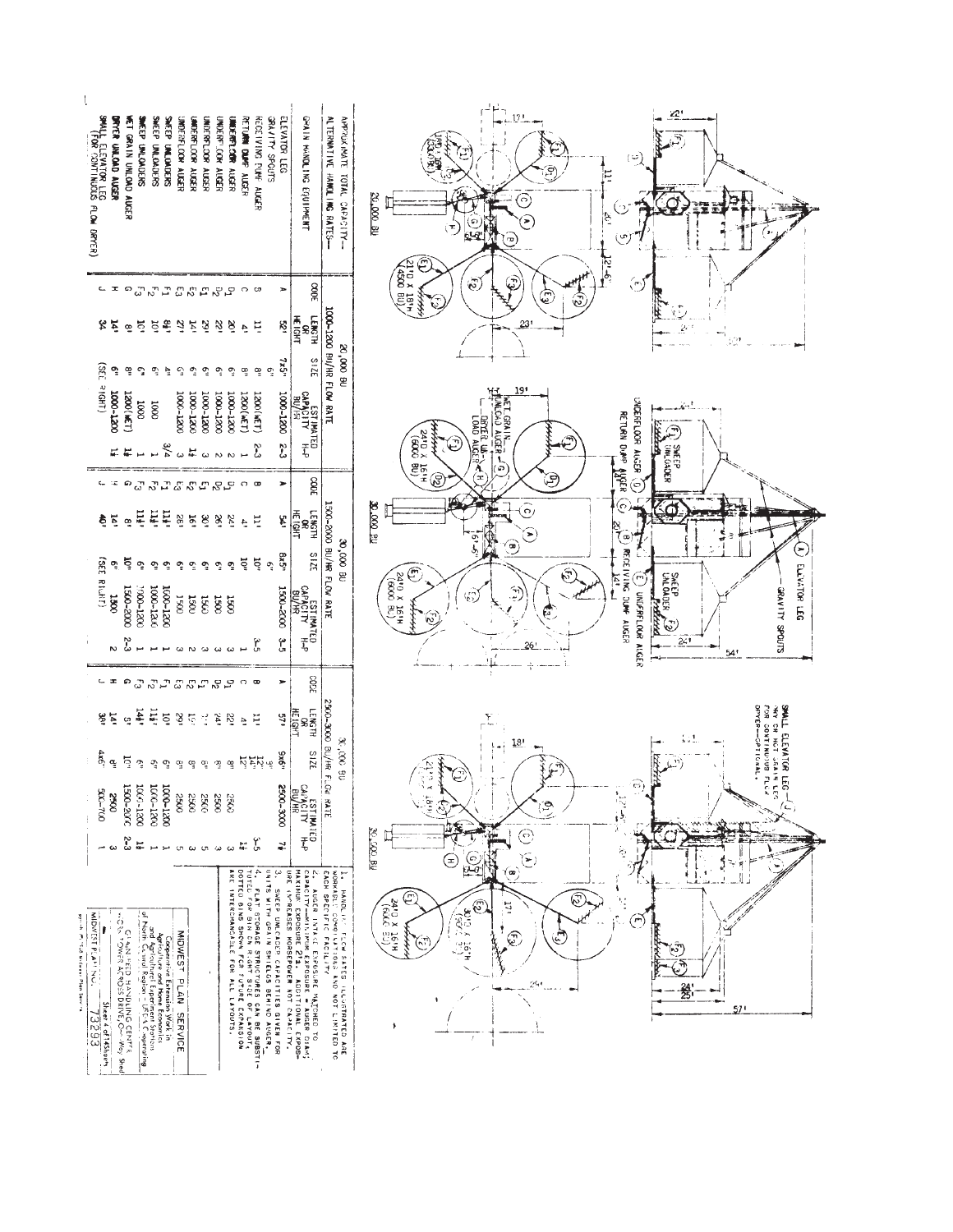**20,000 BU**

- 21'D x 18'H (4500 BU)

**30,000 BU**

- ELEVATOR LEG (A)
- GRAVITY SPOUTS
- RECEIVING DUMP AUGER (B)
- RETURN DUMP AUGER (C)
- UNDERFLOOR AUGER (D), (E)
- SWEEP UNLOADER (F)
- WET GRAIN UNLOAD AUGER (G)
- DRYER UNLOAD AUGER (H)
- 24'D x 16'H (6000 BU)

**30,000 BU**

- SMALL ELEVATOR LEG (J) — MAY OR MAY NOT BE USED FOR CONTINUOUS FLOW DRYER — OPTIONAL.
- 24'D x 16'H (6000 BU)
- 30'D x 16'H (9000 BU)

| APPROXIMATE TOTAL CAPACITY— | 20,000 BU | | | | | 30,000 BU | | | | | 30,000 BU | | | | |
|---|---|---|---|---|---|---|---|---|---|---|---|---|---|---|---|
| ALTERNATIVE HANDLING RATES— | 1000-1200 BU/HR FLOW RATE | | | | | 1500-2000 BU/HR FLOW RATE | | | | | 2500-3000 BU/HR FLOW RATE | | | | |
| GRAIN HANDLING EQUIPMENT | CODE | LENGTH OR HEIGHT | SIZE | ESTIMATED CAPACITY BU/HR | H-P | CODE | LENGTH OR HEIGHT | SIZE | ESTIMATED CAPACITY BU/HR | H-P | CODE | LENGTH OR HEIGHT | SIZE | ESTIMATED CAPACITY BU/HR | H-P |
| ELEVATOR LEG | A | 52' | 7x5" | 1000-1200 | 2-3 | A | 54' | 8x5" | 1500-2000 | 3-5 | A | 57' | 9x6" | 2500-3000 | 7½ |
| GRAVITY SPOUTS | | 11' | 6" | | | | 11' | 6" | | | | 11' | 8" | | |
| RECEIVING DUMP AUGER | B | 4' | 8" | 1200 (WET) | 2-3 | B | 4' | 10" | | 3-5 | B | 4' | 12" | | 3-5 |
| RETURN DUMP AUGER | C | 20' | 8" | 1200 (WET) | 1 | C | 24' | 10" | 1500 | 1 | C | 22' | 12" | 2500 | 1½ |
| UNDERFLOOR AUGER | $D_1$ | 22' | 6" | 1000-1200 | 2 | $D_1$ | 26' | 6" | 1500 | 3 | $D_1$ | 24' | 8" | 2500 | 3 |
| UNDERFLOOR AUGER | $D_2$ | 22' | 6" | 1000-1200 | 2 | $D_2$ | 26' | 6" | 1500 | 3 | $D_2$ | | 8" | 2500 | 3 |
| UNDERFLOOR AUGER | $E_1$ | 29' | 6" | 1000-1200 | 2 | $E_1$ | 30' | 6" | 1500 | 2 | $E_1$ | | 8" | 2500 | 3 |
| UNDERFLOOR AUGER | $E_2$ | 14' | 6" | 1000-1200 | 1½ | $E_2$ | 16' | 6" | 1600-1200 | 3 | $E_2$ | | 8" | 2500 | 3 |
| UNDERFLOOR AUGER | $E_3$ | 27' | 6" | 1000-1200 | 3 | $E_3$ | 28' | 6" | 1600-1200 | 3 | $E_3$ | 29' | 8" | 2500 | 5 |
| SWEEP UNLOADERS | $F_1$ | 8½' | 4" | | 3/4 | $F_1$ | 11½' | 6" | 1000-1200 | 1 | $F_1$ | 10' | 6" | 1000-1200 | 1 |
| SWEEP UNLOADERS | $F_2$ | 10' | 6" | 1000 | 1 | $F_2$ | 11½' | 6" | 1000-1200 | 1 | $F_2$ | 11½' | 6" | 1000-1200 | 1 |
| SWEEP UNLOADERS | $F_3$ | 10' | 6" | 1000 | 1 | $F_3$ | 11½' | 6" | 1000-1200 | 1 | $F_3$ | 14½' | 6" | 1000-1200 | 1 |
| WET GRAIN UNLOAD AUGER | G | 8' | 8" | 1200 (WET) | 1½ | G | 8' | 10" | 1500-2000 | 2-3 | G | 5' | 10" | 1500-2000 | 2-3 |
| DRYER UNLOAD AUGER | H | 14' | 6" | 1000-1200 | 1½ | H | 14' | 8" | 1500 | 2 | H | 14' | 8" | 2500 | 3 |
| SMALL ELEVATOR LEG (FOR CONTINUOUS FLOW DRYER) | J | 34' | (SEE RIGHT) | | | J | 40' | (SEE RIGHT) | | | J | 38' | 4x6" | 500-700 | 1 |

1. HANDLING FLOW RATES ILLUSTRATED ARE WORKABLE COMBINATIONS AND NOT LIMITED TO EACH SPECIFIC FACILITY.
2. AUGER INTAKE EXPOSURE MATCHED TO CAPACITY—MINIMUM EXPOSURE = AUGER DIAM; MAXIMUM EXPOSURE = 2 × AUGER DIAM. ADDITIONAL EXPOSURE INCREASES HORSEPOWER NOT CAPACITY.
3. SWEEP UNLOADER CAPACITIES GIVEN FOR UNITS WITH GRAIN SHIELDS BEHIND AUGER.
4. FLAT STORAGE STRUCTURES CAN BE SUBSTITUTED FOR BIN ON RIGHT SIDE OF LAYOUT. DOTTED BINS SHOWN ARE FOR FUTURE EXPANSION AND ARE INTERCHANGEABLE FOR ALL LAYOUTS.

**MIDWEST PLAN SERVICE**

Cooperative Extension Work in Agriculture and Home Economics and Agricultural Experiment Stations of North Central Region – USDA Cooperating

GRAIN FEED HANDLING CENTER — WORK-POWER ACROSS DRIVE, ONE-WAY SHED

Sheet 4 of 14 Sheets

MIDWEST PLAN NO. 73293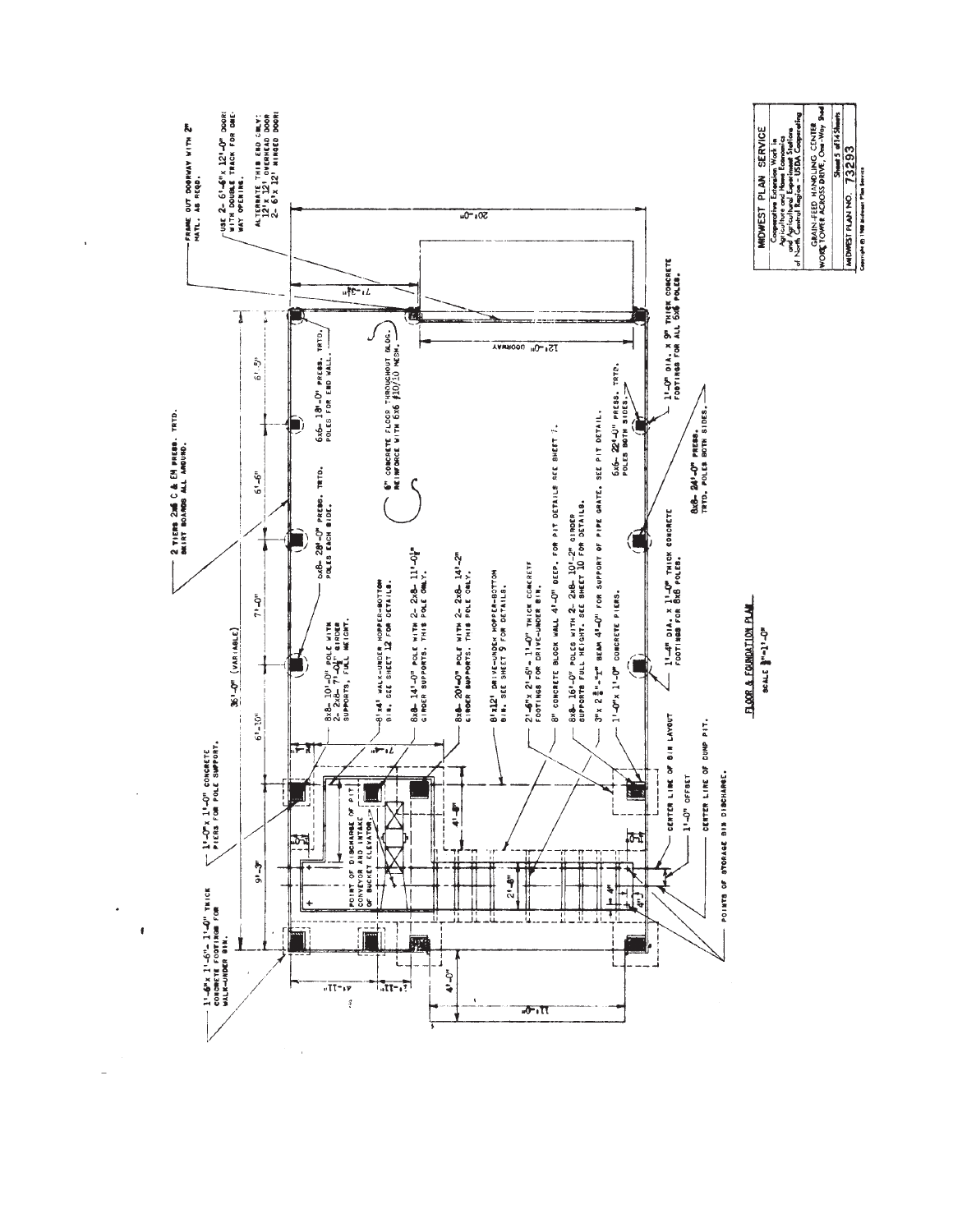## FLOOR & FOUNDATION PLAN

SCALE $\frac{3}{16}$"=1'-0"

- 2 TIERS 2x6 C & EM PRESS. TRTD. SKIRT BOARDS ALL AROUND.
- FRAME OUT DOORWAY WITH 2" MATL. AS REQD.
- USE 2- 6'-6" x 12'-0" DOORS WITH DOUBLE TRACK FOR ONE-WAY OPENING.
- ALTERNATE THIS END ONLY: 12' x 12' OVERHEAD DOOR 2- 6' x 12' HINGED DOORS
- 1'-0" x 1'-0" CONCRETE PIERS FOR POLE SUPPORT.
- 1'-6" x 1'-6", 1'-0" THICK CONCRETE FOOTINGS FOR WALK-UNDER BIN.
- 8x8- 10'-0" POLE WITH 2- 2x8- 7'-0½" GIRDER SUPPORTS, FULL HEIGHT.
- 8'x4' WALK-UNDER HOPPER-BOTTOM BIN. SEE SHEET 12 FOR DETAILS.
- 8x8- 14'-0" POLE WITH 2- 2x8- 11'-0¼" GIRDER SUPPORTS. THIS POLE ONLY.
- 8x8- 20'-0" POLE WITH 2- 2x8- 14'-2" GIRDER SUPPORTS. THIS POLE ONLY.
- 8'x12' DRIVE-UNDER HOPPER-BOTTOM BIN. SEE SHEET 9 FOR DETAILS.
- 2'-6" x 2'-6"- 1'-0" THICK CONCRETE FOOTINGS FOR DRIVE-UNDER BIN.
- 8" CONCRETE BLOCK WALL 4'-0" DEEP. FOR PIT DETAILS SEE SHEET 7.
- 8x8- 16'-0" POLES WITH 2- 2x8- 10'-2" GIRDER SUPPORTS FULL HEIGHT. SEE SHEET 10 FOR DETAILS.
- 3" x 2 3/8" "I" BEAM 4'-0" FOR SUPPORT OF PIPE GRATE. SEE PIT DETAIL.
- 1'-0" x 1'-0" CONCRETE PIERS.
- 1'-4" DIA. x 1'-0" THICK CONCRETE FOOTINGS FOR 8x8 POLES.
- 8x8- 24'-0" PRESS. TRTD. POLES BOTH SIDES.
- 6x6- 22'-0" PRESS. TRTD. POLES BOTH SIDES.
- 1'-0" DIA. x 9" THICK CONCRETE FOOTINGS FOR ALL 6x6 POLES.
- 6x6- 28'-0" PRESS. TRTD. POLES EACH SIDE.
- 6x6- 18'-0" PRESS. TRTD. POLES FOR END WALL.
- 6" CONCRETE FLOOR THROUGHOUT BLDG. REINFORCE WITH 6x6 #10/10 MESH.
- 12'-0" DOORWAY
- POINT OF DISCHARGE OF PIT CONVEYOR AND INTAKE OF BUCKET ELEVATOR.
- CENTER LINE OF BIN LAYOUT
- 1'-0" OFFSET
- CENTER LINE OF DUMP PIT.
- POINTS OF STORAGE BIN DISCHARGE.

Dimensions: 9'-3", 6'-10", 7'-0", 6'-6", 6'-5", 36'-0" (VARIABLE), 20'-0", 7'-3½", 4'-11", 3'-11", 4'-0", 11'-0", 4'-8", 2'-8", 7'-4", 4", 4'

| MIDWEST PLAN SERVICE |
| --- |
| Cooperative Extension Work in Agriculture and Home Economics and Agricultural Experiment Stations of North Central Region - USDA Cooperating |
| GRAIN-FEED HANDLING CENTER WORK TOWER ACROSS DRIVE, One-Way Shed |
| Sheet 5 of 14 Sheets |
| MIDWEST PLAN NO. 73293 |

Copyright © 1968 Midwest Plan Service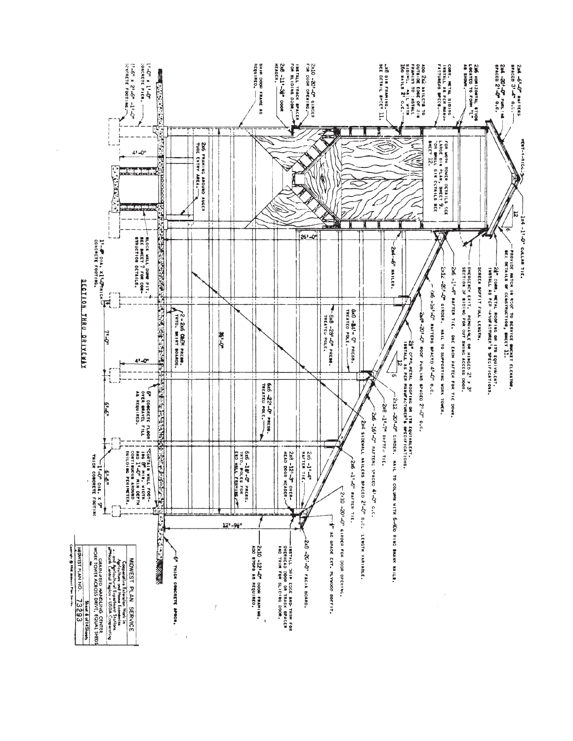## SECTION THRU DRIVEWAY

2x4 -6'-0" RAFTERS SPACED 31'-4" O.C.

2x4 -20'-0" PURLINS SPACED 2'-0" O.C.

VENT-A-RIDGE

1x4 -11'-0" COLLAR TIE.

PROVIDE HATCH IN ROOF TO SERVICE BUCKET ELEVATOR. SEE DETAILS OF CONSTRUCTION, SHEET 11.

2½" CORR. METAL ROOFING OR ITS EQUIVALENT. INSTALL AS PER MANUFACTURER'S SPECIFICATIONS.

SCREEN SOFFIT FULL LENGTH.

EMERGENCY EXIT. REMOVABLE OR HINGED 2' x 3' SECTION OF SIDING FOR OUT SWING ACCESS DOOR.

2x6 -11'-4" RAFTER TIE. ONE EACH RAFTER FOR TIE DOWN.

2x12 -20'-0" GIRDER. NAIL TO SUPPORTING WORK TOWER.

2x6 -10'-0" RAFTERS SPACED 4'-0" O.C.

2x4 -20'-0" ROOF PURLINS SPACED 2'-0" O.C.

2½" CORR. METAL ROOFING OR ITS EQUIVALENT. INSTALL AS PER MANUFACTURER'S SPECIFICATIONS.

2x12 -20'-0" GIRDER. NAIL TO COLUMN WITH 6-40d RING SHANK NAILS.

2x6 -11'-7" RAFTER TIE.

2x6 -16'-0" RAFTERS SPACED 4'-0" O.C.

2x4 SIDEWALL NAILERS SPACED 2'-0" O.C. LENGTH VARIABLE.

2x6 -11'-6" RAFTER TIE.

2x10 -20'-0" GIRDER FOR DOOR OPENING.

⅜" AC GRADE EXT. PLYWOOD SOFFIT.

2x8 -20'-0" FACIA BOARD.

INSTALL DRIP EDGE AND TRIM FOR OVERHEAD DOOR OR TRACK SPACER AND TRIM FOR SLIDING DOOR.

2x10 -12'-0" DOOR FRAMING. ADD STOPS AS REQUIRED.

2x6 HORIZONTAL STUDS LOCATED TO FORM "L" AS SHOWN.

CORR. METAL SIDING. INSTALL AS PER MANUFACTURERS SPECS.

ADD 2x2 NAILERS TO OUTSIDE EDGE OF BIN FRAMING TO INSTALL SIDING. NAIL WITH 16d NAILS 2" O.C.

2x8 BIN FRAMING. SEE DETAIL SHEET 11.

FOR WORK TOWER DETAILS SEE LARGE BIN PLAN, SHEET 9. FOR SMALL BIN DETAILS SEE SHEET 12.

2x4 -6" NAILER.

2x10 -20'-0" GIRDER FOR DOOR OPENING.

INSTALL TRACK SPACER FOR SLIDING DOOR.

2x8 -11'-9¾" DOOR HEADER.

SHIM DOOR FRAME AS REQUIRED.

2x6 FRAMING AROUND AUGER TUBE ENTRY AREA.

6x8 -24'-0" PRESS. TREATED POLE.

6x8 -28'-0" PRESS. TREATED POLE.

6x6 -22'-0" PRESS. TREATED POLE.

6x6 -18'-0" PRESS. TRTD. POLES FOR END WALL FRAMING.

2x8 -12'-3" OVERHEAD DOOR HEADER.

2x6 -11'-4" RAFTER TIE.

26'-0"

36'-0"

12'-9¼"

1'-0" x 1'-0" CONCRETE PIER.

2'-6" x 2'-6" -1'-0" CONCRETE FOOTING.

4'-0"

BLOCK WALL DUMP PIT. SEE SHEET 7 FOR CONSTRUCTION DETAILS.

1'-0" DIA. x 1'-0" THICK CONCRETE FOOTING.

2 - 2x6 CREM PRESS. TRTD. SKIRT BOARDS.

7'-0"

4'-0"

6" CONCRETE FLOOR OVER GRAVEL FILL AS REQUIRED.

6'-6"

CURTAIN WALL FOOTING 6" MIN. WIDTH AND 1'-0" MIN DEPTH CONTINUOUS AROUND BUILDING PERIMETER.

6'-6"

1'-0" DIA. x 9" THICK CONCRETE FOOTING

6" THICK CONCRETE APRON.

12 / 6 (roof slopes)

| MIDWEST PLAN SERVICE |
|---|
| Cooperative Extension Work in Agriculture and Home Economics and Agricultural Experiment Stations of North Central Region - USDA Cooperating |
| GRAIN-FEED HANDLING CENTER WORK TOWER ACROSS DRIVE, EQUAL SHEDS |
| MIDWEST PLAN NO. 73293 — Sheet 6 of 14 Sheets |

Copyright © 1968 Midwest Plan Service.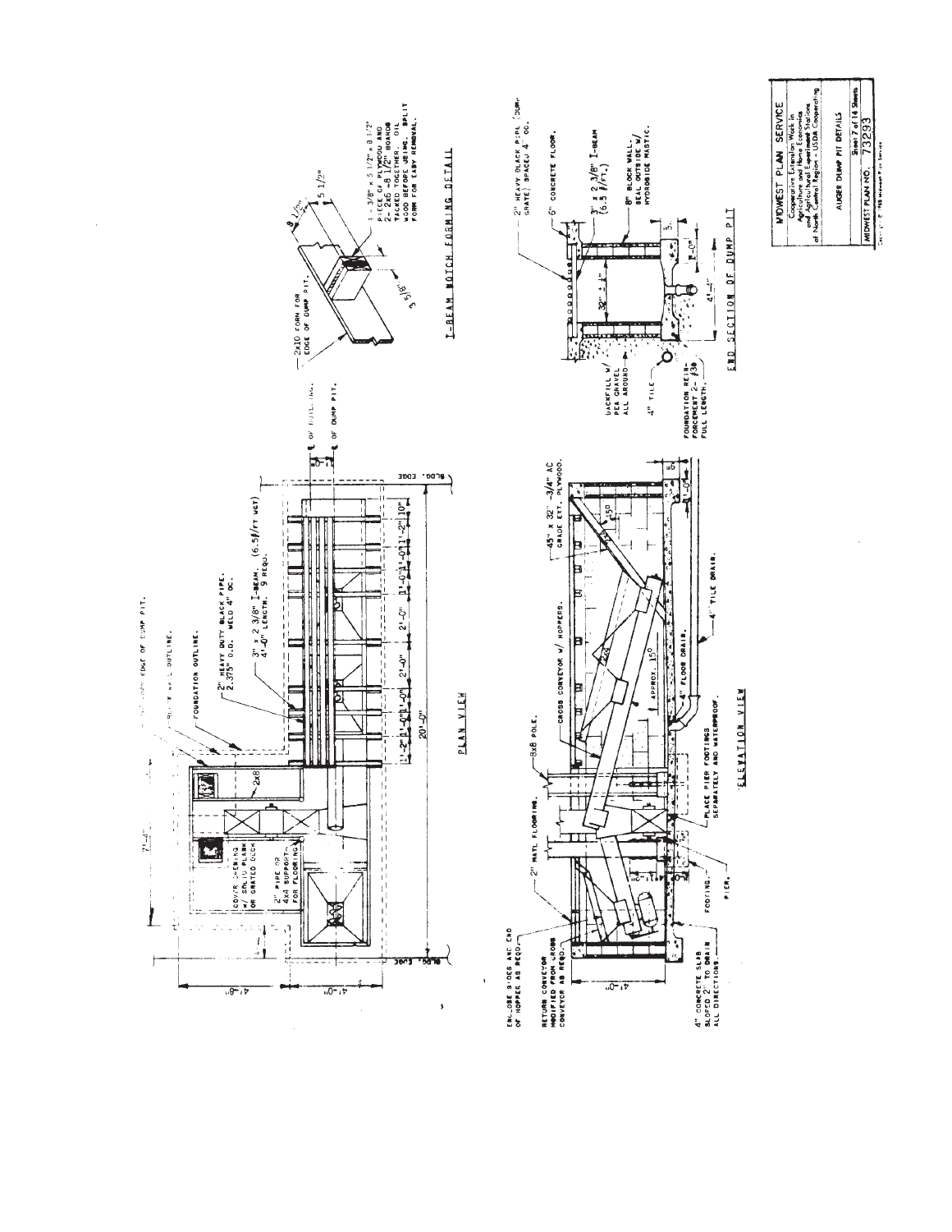# AUGER DUMP PIT DETAILS

## PLAN VIEW

- EDGE OF DUMP PIT.
- BLOCK WALL OUTLINE.
- FOUNDATION OUTLINE.
- 2" HEAVY DUTY BLACK PIPE, 2.375" O.D. WELD 4" OC.
- 3" x 2 3/8" I-BEAM. (6.5#/FT WGT) 4'-0" LENGTH. 9 REQD.
- COVER OPENING W/ SOLID PLANK OR GRATED DECK
- 2" PIPE OR 4x4 SUPPORTS FOR FLOORING
- 2x8
- ℄ OF BUILDING.
- ℄ OF DUMP PIT.
- BLDG. EDGE
- 7'-4"
- 4'-8"
- 4'-0"
- 20'-0"
- 1'-2" 1'-0" 1'-0" 2'-0" 2'-0" 2'-0" 1'-0" 1'-0" 1'-2" 10"

## I-BEAM NOTCH FORMING DETAIL

- 2x10 FORM FOR EDGE OF DUMP PIT.
- 1 - 3/8" x 5 1/2" x 8 1/2" PIECE OF PLYWOOD AND 2 - 2x6 - 8 1/2" BOARDS TACKED TOGETHER. OIL WOOD BEFORE USING. SPLIT FORM FOR EASY REMOVAL.
- 8 1/2"
- 5 1/2"
- 3 5/8"

## ELEVATION VIEW

- ENCLOSE SIDES AND END OF HOPPER AS REQD.
- RETURN CONVEYOR MODIFIED FROM CROSS CONVEYOR AS REQD.
- 2" MATL FLOORING.
- 8x8 POLE.
- CROSS CONVEYOR W/ HOPPERS.
- 45" x 32" - 3/4" AC GRADE EXT. PLYWOOD.
- 4" CONCRETE SLAB SLOPED 2" TO DRAIN ALL DIRECTIONS.
- FOOTING.
- PIER.
- PLACE PIER FOOTINGS SEPARATELY AND WATERPROOF.
- 4" FLOOR DRAIN.
- 4" TILE DRAIN.
- APPROX. 15°
- 15°
- 2x4
- 4'-0"
- 1'-0"

## END SECTION OF DUMP PIT

- 2" HEAVY BLACK PIPE (DUMP GRATE) SPACED 4" OC.
- 6" CONCRETE FLOOR.
- 3" x 2 3/8" I-BEAM (6.5 #/FT.)
- 8" BLOCK WALL. SEAL OUTSIDE W/ HYDROSIDE MASTIC.
- BACKFILL W/ PEA GRAVEL ALL AROUND
- 4" TILE
- FOUNDATION REINFORCEMENT 2 - #30 FULL LENGTH.
- 32" ± 1"
- 2'-0"
- 4'-4"

---

**MIDWEST PLAN SERVICE**

Cooperative Extension Work in Agriculture and Home Economics and Agricultural Experiment Stations of North Central Region - USDA Cooperating

AUGER DUMP PIT DETAILS

Sheet 7 of 14 Sheets

MIDWEST PLAN NO. 73293

Copyright © 1968 Midwest Plan Service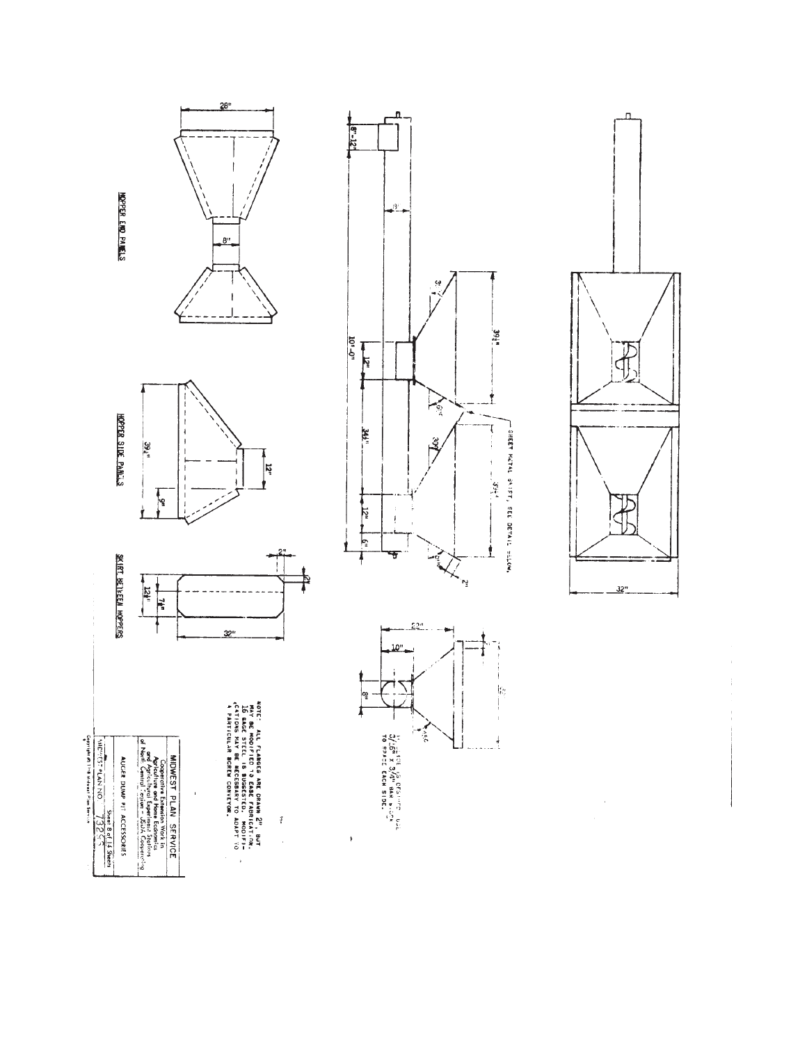## HOPPER END PANELS

28"

8"

## HOPPER SIDE PANELS

39¼"

12"

9"

## SKIRT BETWEEN HOPPERS

12¼"

7¼"

32"

2"

2"

8"-12"

8"

10'-0"

12"

34¼"

12"

6"

39¼"

39¼"

30°

SHEET METAL SKIRT, SEE DETAIL BELOW.

2"

32"

20"

10"

8"

3/16" x 3/4" BAR STOCK TO BRACE EACH SIDE.

NOTE: ALL FLANGES ARE DRAWN 2", BUT MAY BE MODIFIED TO EASE FABRICATION. 16 GAGE STEEL IS SUGGESTED. MODIFICATIONS MAY BE NECESSARY TO ADAPT TO A PARTICULAR SCREW CONVEYOR.

| MIDWEST PLAN SERVICE |
|---|
| Cooperative Extension Work in Agriculture and Home Economics and Agricultural Experiment Stations of North Central Region - USDA Cooperating |
| AUGER DUMP PIT ACCESSORIES |
| Sheet 8 of 14 Sheets |
| MIDWEST PLAN NO. 73255 |

Copyright © Midwest Plan Service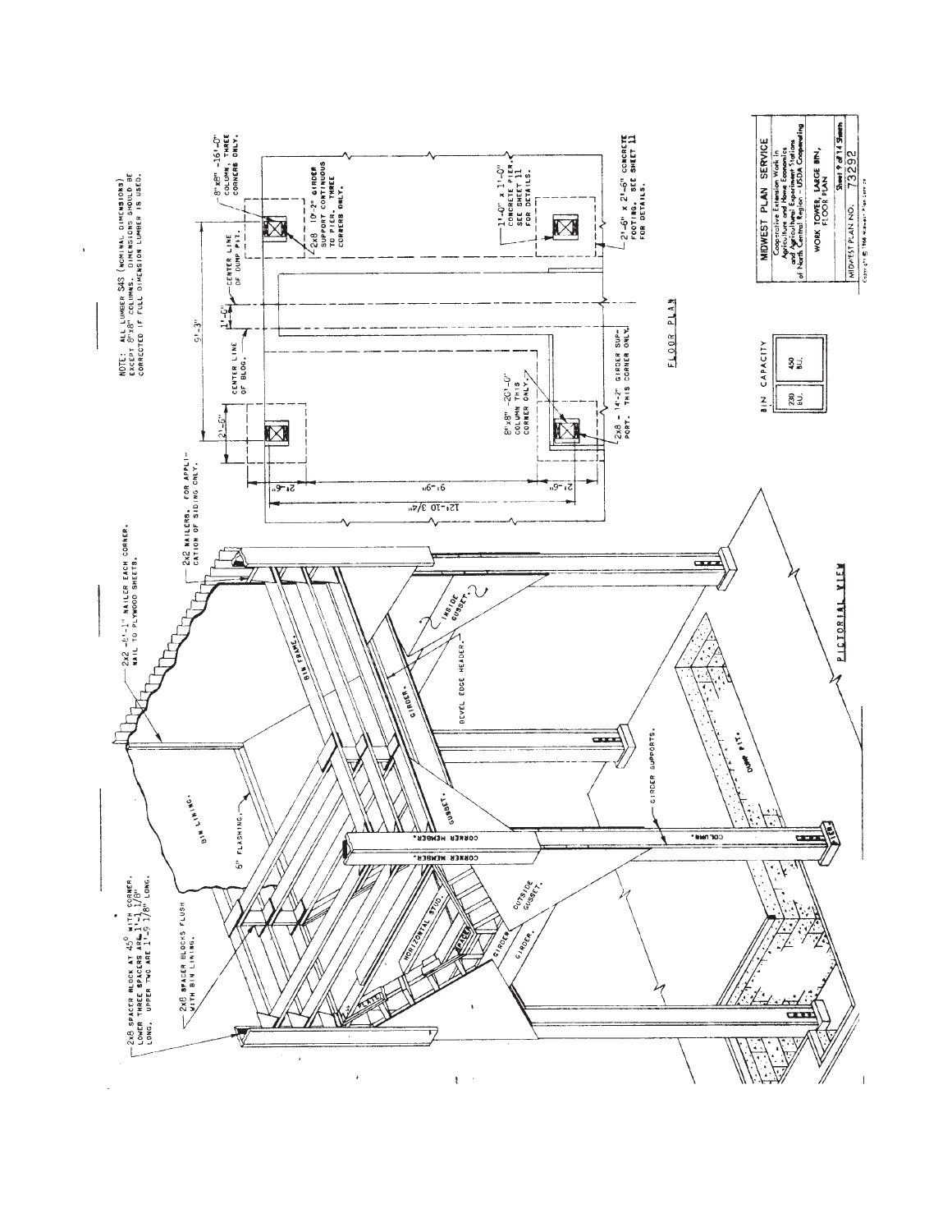NOTE: ALL LUMBER S4S (NOMINAL DIMENSIONS) EXCEPT 8"x8" COLUMNS. DIMENSIONS SHOULD BE CORRECTED IF FULL DIMENSION LUMBER IS USED.

2x8 SPACER BLOCK AT 45° WITH CORNER. LOWER THREE SPACERS ARE 1'-1 1/8" LONG. UPPER TWO ARE 1'-9 1/8" LONG.

2x8 SPACER BLOCKS FLUSH WITH BIN LINING.

2x2 -5'-1" NAILER EACH CORNER. NAIL TO PLYWOOD SHEETS.

2x2 NAILERS. FOR APPLICATION OF SIDING ONLY.

BIN LINING. 6" FLASHING. CORNER MEMBER. CORNER MEMBER. GUSSET. HORIZONTAL STUD. SPACER. PLATE. OUTSIDE GUSSET. GIRDER. GIRDER. GIRDER SUPPORTS. COLUMN. PIER. DUMP PIT. BEVEL EDGE HEADER. GIRDER. INSIDE GUSSET. BIN FRAME.

PICTORIAL VIEW

8"x8" -16'-0" COLUMN, THREE CORNERS ONLY.

2x8 10'-2" GIRDER SUPPORT CONTINUOUS TO PIER. THREE CORNERS ONLY.

1'-0" x 1'-0" CONCRETE PIER. SEE SHEET 11 FOR DETAILS.

2'-6" x 2'-6" CONCRETE FOOTING. SEE SHEET 11 FOR DETAILS.

8"x8" -20'-0" COLUMN THIS CORNER ONLY.

2x8 - 14'-2" GIRDER SUPPORT. THIS CORNER ONLY.

CENTER LINE OF BLDG. CENTER LINE OF DUMP PIT.

9'-3" 2'-6" 1'-0" 2'-6" 9'-9" 2'-6" 12'-10 3/4"

FLOOR PLAN

BIN CAPACITY

| 230 BU. | 450 BU. |
|---|---|

MIDWEST PLAN SERVICE

Cooperative Extension Work in Agriculture and Home Economics and Agricultural Experiment Stations of North Central Region - USDA Cooperating

WORK TOWER, LARGE BIN, FLOOR PLAN

Sheet 9 of 14 Sheets

MIDWEST PLAN NO. 73292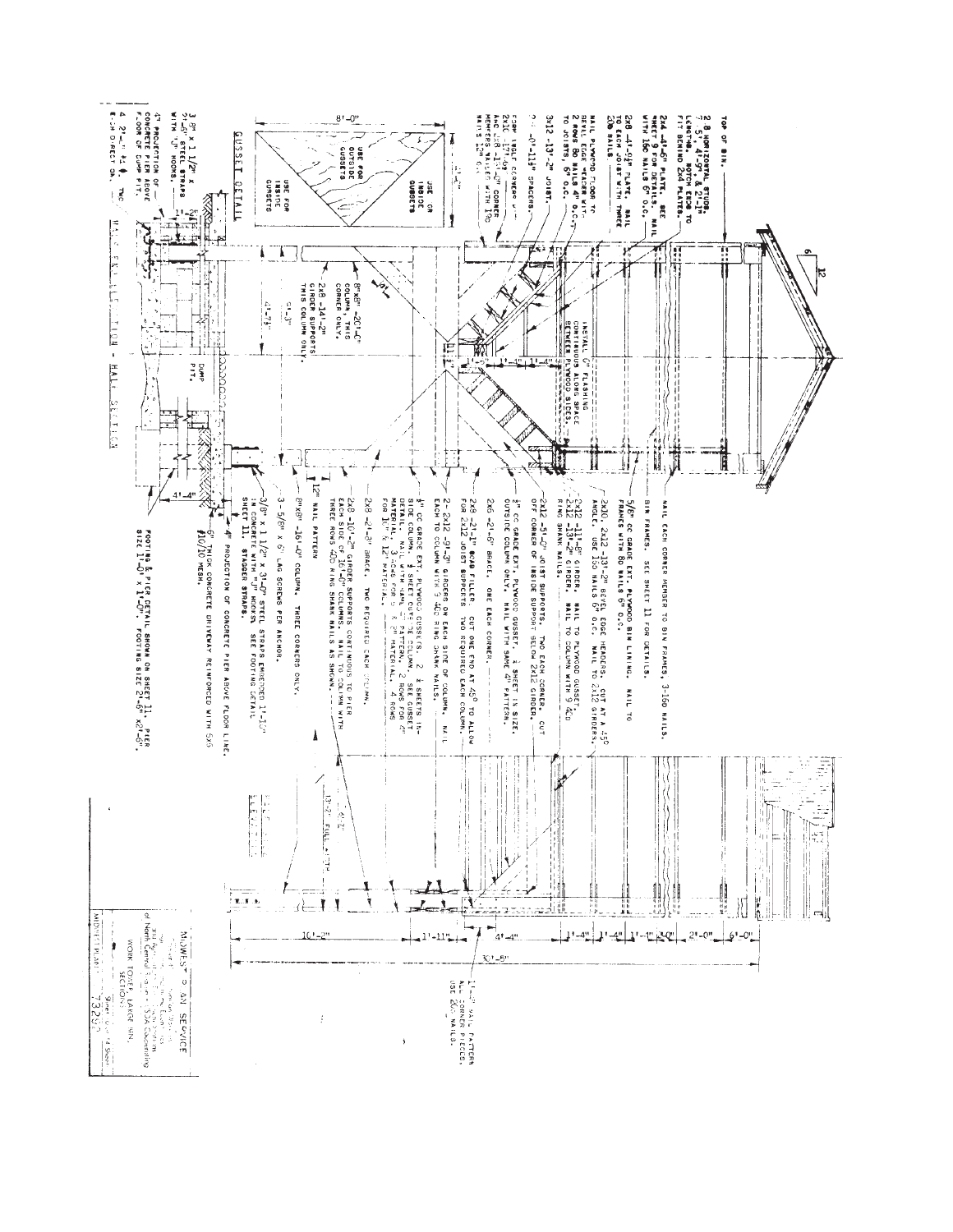TOP OF BIN.

2-8 HORIZONTAL STUDS, 7'-5", 4'-9", & 2'-1" LENGTHS. NOTCH ENDS TO FIT BEHIND 2x4 PLATES.

2x4 -4'-6" PLATE. SEE SHEET 9 FOR DETAILS. NAIL WITH 16d NAILS 6" O.C.

2x8 -4'-9½" PLATE. NAIL TO EACH JOIST WITH THREE 20d NAILS.

NAIL PLYWOOD FLOOR TO BEVEL EDGE HEADER & JOISTS 2 ROWS 8d NAILS 4" O.C. TO JOISTS, 6" O.C.

3x12 -13'-2" JOIST.

2x4 -0'-11½" SPACERS.

FORM ANGLE CORNER OF 2x10 ... AND ...-10" CORNER MEMBERS NAILED WITH 16d NAILS 12" O.C.

INSTALL 6" FLASHING CONTINUOUS ALONG SPACE BETWEEN PLYWOOD SIDES.

NAIL EACH CORNER MEMBER TO BIN FRAMES, 3-16d NAILS.

BIN FRAMES. SEE SHEET 11 FOR DETAILS.

5/8" CC GRADE EXT. PLYWOOD BIN LINING. NAIL TO FRAMES WITH 8d NAILS 6" O.C.

2x10, 2x12 -13'-2" BEVEL EDGE HEADERS, CUT AT A 45° ANGLE. USE 10d NAILS 6" O.C. NAIL TO 2x12 GIRDERS.

2x12 -11'-8" GIRDER. NAIL TO PLYWOOD GUSSET.
2x12 -13'-2" GIRDER. NAIL TO COLUMN WITH 9 40d RING SHANK NAILS.

2x12 -5'-0" JOIST SUPPORTS. TWO EACH CORNER. CUT OFF CORNER OF INSIDE SUPPORT BELOW 2x12 GIRDER.

½" CC GRADE EXT. PLYWOOD GUSSET, ½ SHEET IN SIZE, OUTSIDE COLUMN ONLY. NAIL WITH SAME 4" PATTERN.

2x6 -2'-6" BRACE. ONE EACH CORNER.

2x8 -2'-1" 8x8 FILLER. CUT ONE END AT 45° TO ALLOW FOR 2x12 JOIST SUPPORTS. TWO REQUIRED EACH COLUMN.

2 -2x12 -9'-3" GIRDERS ON EACH SIDE OF COLUMN. NAIL EACH TO COLUMN WITH 9 40d RING SHANK NAILS.

½" CC GRADE EXT. PLYWOOD GUSSETS. 2 ½ SHEETS INSIDE COLUMN, ½ SHEET OUTSIDE COLUMN. SEE GUSSET DETAIL. NAIL WITH 8d NAILS, 2 ROWS FOR 8" MATERIAL, 3 ROWS FOR 10" & 12" MATERIAL, 4 ROWS FOR 16" & 12" MATERIAL.

2x8 -2'-3" BRACE. TWO REQUIRED EACH COLUMN.

2x8 -10'-2" GIRDER SUPPORTS CONTINUOUS TO PIER EACH SIDE OF 16'-0" COLUMNS. NAIL TO COLUMN WITH THREE ROWS 40d RING SHANK NAILS AS SHOWN.

8"x8" -20'-0" COLUMN, THIS CORNER ONLY.

2x8 -14'-2" GIRDER SUPPORTS THIS COLUMN ONLY.

8"x8" -16'-0" COLUMN. THREE CORNERS ONLY.

12" NAIL PATTERN

3 - 5/8" x 6" LAG SCREWS PER ANCHOR.

3/8" x 1 1/2" x 3'-0" STEEL STRAPS EMBEDDED 1'-10" IN CONCRETE WITH "J" HOOKS. SEE FOOTING DETAIL SHEET 11. STAGGER STRAPS.

4" PROJECTION OF CONCRETE PIER ABOVE FLOOR LINE.

6" THICK CONCRETE DRIVEWAY REINFORCED WITH 6x6 #10/10 MESH.

FOOTING & PIER DETAIL SHOWN ON SHEET 11. PIER SIZE 1'-0" x 1'-0". FOOTING SIZE 2'-6" x 2'-6".

3/8" x 1 1/2" x 2'-5" STEEL STRAPS WITH "J" HOOKS.

4" PROJECTION OF CONCRETE PIER ABOVE FLOOR OF DUMP PIT.

4 - 2'-... ... TWO ... DIRECT ...

DUMP PIT.

## GUSSET DETAIL

USE FOR OUTSIDE GUSSETS

USE FOR INSIDE GUSSETS

USE OR INSIDE GUSSETS

8'-0"

4'-7½"

11'-4"

4'-4"

1'-4" 1'-4"

12" NAIL PATTERN ALL CORNER PIECES. USE 20d NAILS.

13'-2" FULL LENGTH

10'-2" | 1'-11" | 4'-4" | 1'-4" | 1'-4" | 1'-4" | 3'-0" | 2'-0" | 6'-0"

30'-5"

## HALF ELEVATION - HALF SECTION

MIDWEST PLAN SERVICE

Agricultural Engineering Departments of North Central Region USDA Cooperating

WORK TOWER, LARGE BIN, SECTIONS

MIDWEST PLAN 73250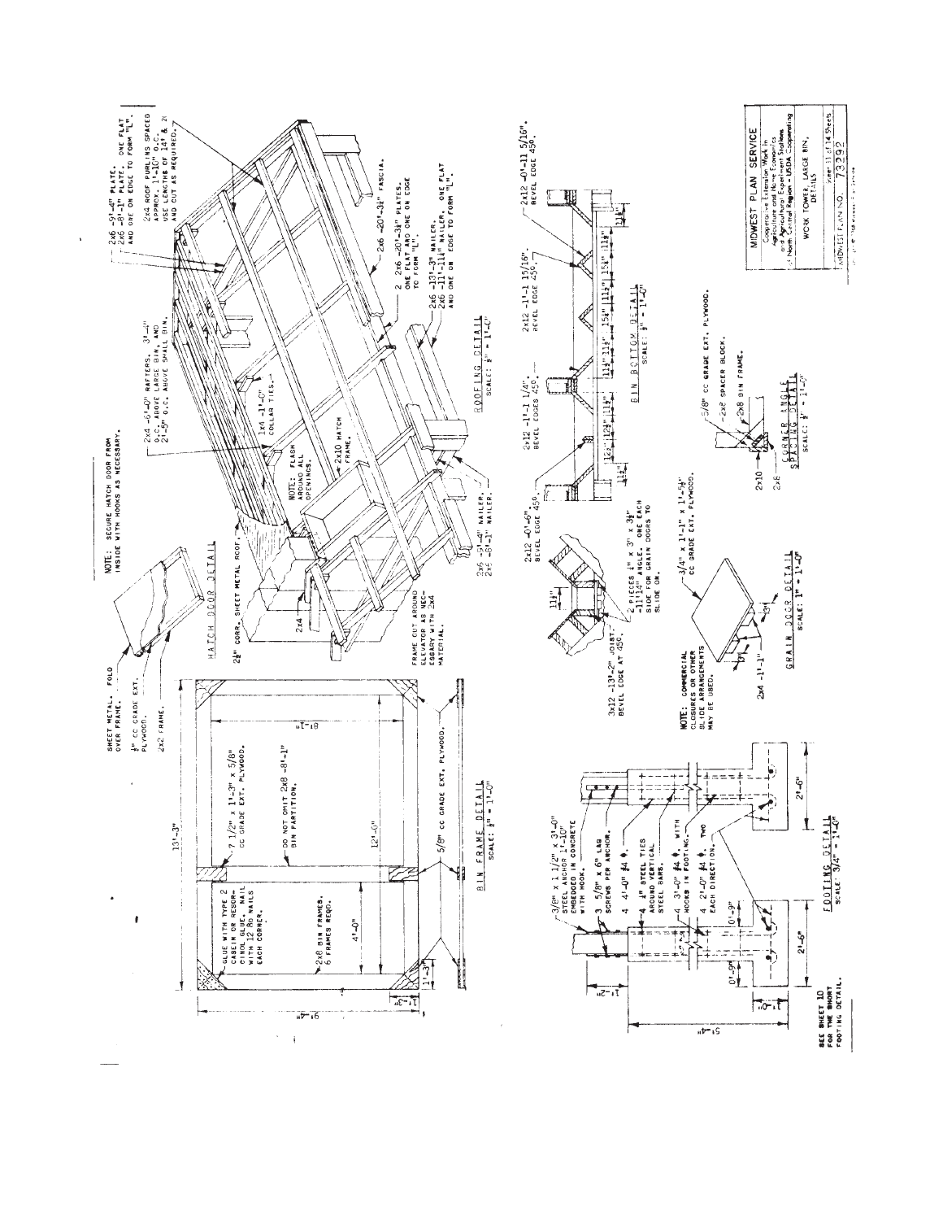## HATCH DOOR DETAIL

NOTE: SECURE HATCH DOOR FROM INSIDE WITH HOOKS AS NECESSARY.

SHEET METAL. FOLD OVER FRAME.

½" CC GRADE EXT. PLYWOOD.

2x2 FRAME.

## ROOFING DETAIL

SCALE: ⅛" = 1'-0"

2x6 -9'-4" PLATE. 2x6 -8'-1" PLATE. ONE FLAT AND ONE ON EDGE TO FORM "L".

2x4 ROOF PURLINS SPACED APPROX. 1'-10" O.C. USE LENGTHS OF 14' & 21' AND CUT AS REQUIRED.

2x4 -5'-0" RAFTERS, 3'-4" O.C. ABOVE LARGE BIN, AND 2'-5" O.C. ABOVE SMALL BIN.

1x4 -1'-6" COLLAR TIES.

2x10 HATCH FRAME.

2½" CORR. SHEET METAL ROOF.

NOTE: FLASH AROUND ALL OPENINGS.

2x4

FRAME CUT AROUND ELEVATOR AS NECESSARY WITH 2x4 MATERIAL.

2x6 -20'-3½" FASCIA.

2 2x6 -20'-3½" PLATES. ONE FLAT AND ONE ON EDGE TO FORM "L".

2x6 -13'-3" NAILER. 2x6 -11'-11½" NAILER. ONE FLAT AND ONE ON EDGE TO FORM "L".

2x6 -9'-4" NAILER. 2x6 -8'-1" NAILER.

## BIN FRAME DETAIL

SCALE: ⅜" = 1'-0"

13'-3"

GLUE WITH TYPE 2 CASEIN OR RESORCINOL GLUE. NAIL WITH 12 Rd NAILS EACH CORNER.

7 1/2" x 1'-3" x 5/8" CC GRADE EXT. PLYWOOD.

DO NOT OMIT 2x8 -8'-1" BIN PARTITION.

2x8 BIN FRAMES. 5 FRAMES REQD.

4'-0"

12'-0"

8'-1"

9'-4"

1'-3"

1'-3"

5/8" CC GRADE EXT. PLYWOOD.

## BIN BOTTOM DETAIL

SCALE: ½" = 1'-0"

2x12 -0'-6". BEVEL EDGE 45°.

2x12 -1'-1 1/4". BEVEL EDGES 45°.

2x12 -1'-1 15/16". BEVEL EDGE 45°.

2x12 -0'-11 5/16". BEVEL EDGE 45°.

11½"

12" 12½" 11½" 11½" 11½" 15½" 11½" 15½" 11½"

3x12 -13'-2" JOIST. BEVEL EDGE AT 45°.

2 PIECES ¼" x 3" x 3½" -11'-11½" ANGLE. ONE EACH SIDE FOR GRAIN DOORS TO SLIDE ON.

## GRAIN DOOR DETAIL

SCALE: 1" = 1'-0"

NOTE: COMMERCIAL CLOSURES OR OTHER SLIDE ARRANGEMENTS MAY BE USED.

3/4" x 1'-1" x 1'-5½" CC GRADE EXT. PLYWOOD.

2x4 -11'-1"

## CORNER ANGLE SPACING DETAIL

SCALE: ½" = 1'-0"

5/8" CC GRADE EXT. PLYWOOD.

2x2 SPACER BLOCK.

2x8 BIN FRAME.

2x10

2x8

## FOOTING DETAIL

SCALE: 3/4" = 1'-0"

3/8" x 1 1/2" x 3'-0" STEEL ANCHOR 1'-10" EMBEDDED IN CONCRETE WITH HOOK.

3 5/8" x 6" LAG SCREWS PER ANCHOR.

4 4'-0" #4 ⌀.

¼" STEEL TIES AROUND VERTICAL STEEL BARS.

4 3'-0" #4 ⌀. WITH HOOKS IN FOOTING.

4 2'-0" #4 ⌀. TWO EACH DIRECTION.

1'-2"

0'-9"

0'-9"

1'-0"

5'-4"

2'-6"

2'-6"

SEE SHEET 10 FOR THE SHORT FOOTING DETAIL.

| MIDWEST PLAN SERVICE |
|---|
| Cooperative Extension Work in Agriculture and Home Economics and Agricultural Experiment Stations of North Central Region - USDA Cooperating |
| WORK TOWER, LARGE BIN, DETAILS |
| Sheet 11 of 14 Sheets |
| MIDWEST PLAN NO. 73292 |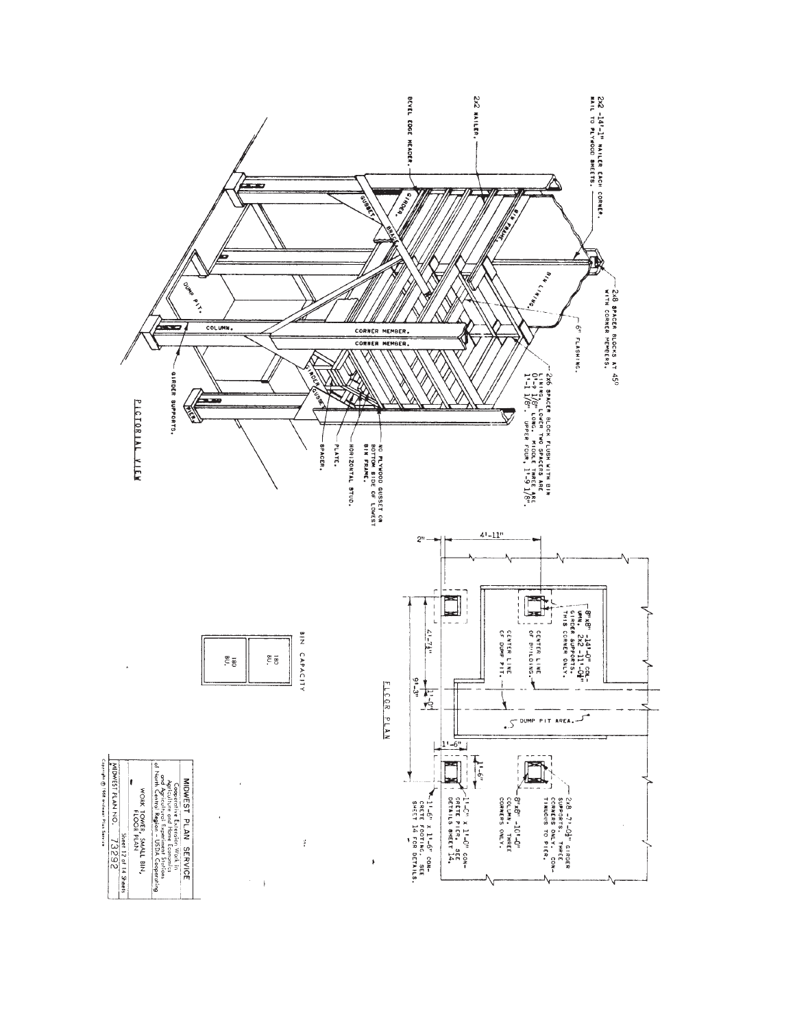## PICTORIAL VIEW

2x2 -14'-1" NAILER EACH CORNER. NAIL TO PLYWOOD SHEETS.

2x8 SPACER BLOCKS AT 45° WITH CORNER MEMBERS.

2x2 NAILER.

BEVEL EDGE HEADER.

6" FLASHING.

BIN LINING.

BIN FRAME.

GIRDER.

GUSSET.

BRACE.

2x6 SPACER BLOCK FLUSH WITH BIN LINING. LOWER TWO SPACERS ARE 0'-9 1/8" LONG. MIDDLE THREE ARE 1'-1 1/8". UPPER FOUR, 1'-9 1/8".

CORNER MEMBER.

CORNER MEMBER.

NO PLYWOOD GUSSET ON BOTTOM SIDE OF LOWEST BIN FRAME.

HORIZONTAL STUD.

PLATE.

SPACER.

GIRDER GUSSET.

DUMP PIT.

COLUMN.

PIER.

GIRDER SUPPORTS.

## FLOOR PLAN

4'-11"

2"

8"x8" -14'-0" COLUMN. 2x2 -11'-0½" GIRDER SUPPORTS. THIS CORNER ONLY.

CENTER LINE OF BUILDING.

CENTER LINE OF DUMP PIT.

DUMP PIT AREA.

4'-7½"

9'-3"

1'-0"

1'-6"

1'-6"

2x8 -7'-0½" GIRDER SUPPORTS. THREE CORNERS ONLY. CONTINUOUS TO PIER.

8"x8" -10'-0" COLUMN. THREE CORNERS ONLY.

1'-0" x 1'-0" CONCRETE PIER. SEE DETAILS SHEET 14.

1'-6" x 1'-6" CONCRETE FOOTING. SEE SHEET 14 FOR DETAILS.

## BIN CAPACITY

| 180 BU. | 180 BU. |
|---|---|

**MIDWEST PLAN SERVICE**

Cooperative Extension Work in Agriculture and Home Economics and Agricultural Experiment Stations of North Central Region — USDA Cooperating

WORK TOWER, SMALL BIN, FLOOR PLAN

Sheet 12 of 14 Sheets

MIDWEST PLAN NO. 73292

Copyright © 1968 Midwest Plan Service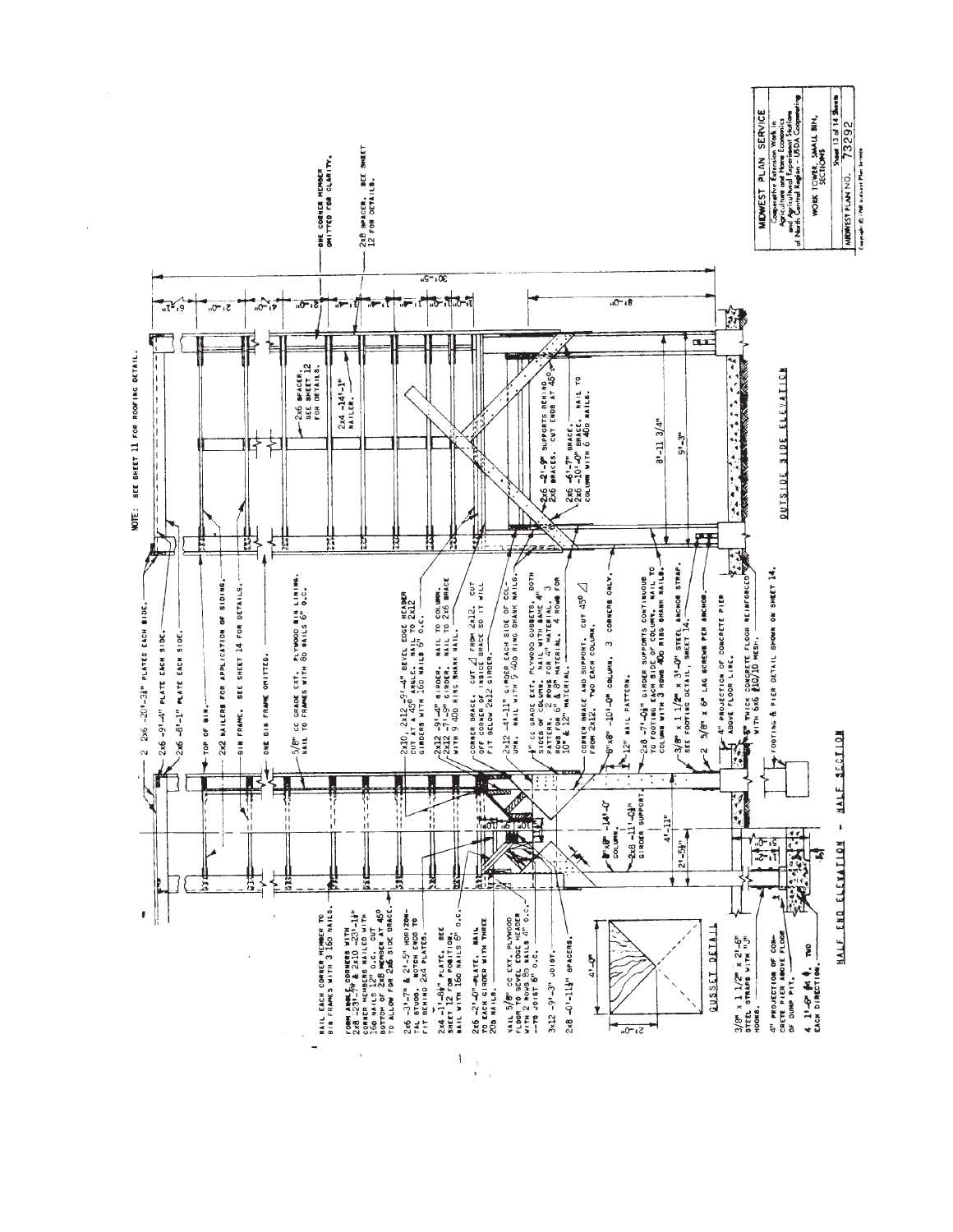NOTE: SEE SHEET 11 FOR ROOFING DETAIL.

## HALF END ELEVATION - HALF SECTION

- RAIL EACH CORNER MEMBER TO BIN FRAMES WITH 3 16d NAILS.
- FORM ANGLE CORNERS WITH 2x8 -23'-7¾" & 2x10 -23'-1¾". CORNER MEMBERS NAILED WITH 16d NAILS 12" O.C. CUT BOTTOM OF 2x8 MEMBER AT 45° TO ALLOW FOR 2x6 SIDE BRACE.
- 2x6 -3'-7" & 2'-5" HORIZONTAL STUDS. NOTCH ENDS TO FIT BEHIND 2x4 PLATES.
- 2x4 -1'-8½" PLATE. SEE SHEET 12 FOR POSITION. NAIL WITH 16d NAILS 6" O.C.
- 2x6 -2'-0" PLATE. NAIL TO EACH GIRDER WITH THREE 20d NAILS.
- NAIL 5/8" CC EXT. PLYWOOD FLOOR TO BEVEL EDGE HEADER WITH 2 ROWS 8d NAILS 4" O.C. -- TO JOIST 6" O.C.
- 3x12 -9'-3" JOIST.
- 2x8 -0'-11¼" SPACERS.
- 2 2x6 -20'-3¾" PLATES EACH SIDE.
- 2x6 -9'-4" PLATE EACH SIDE.
- 2x6 -8'-1" PLATE EACH SIDE.
- TOP OF BIN.
- 2x2 NAILERS FOR APPLICATION OF SIDING.
- BIN FRAME. SEE SHEET 14 FOR DETAILS.
- ONE BIN FRAME OMITTED.
- 5/8" CC GRADE EXT. PLYWOOD BIN LINING. NAIL TO FRAMES WITH 8d NAILS 6" O.C.
- 2x10, 2x12 -5'-4" BEVEL EDGE HEADER CUT AT A 45° ANGLE. NAIL TO 2x12 GIRDERS WITH 16d NAILS 6" O.C.
- 2x12 -9'-4" GIRDER. NAIL TO COLUMN.
- 2x12 -7'-9" GIRDER. NAIL TO 2x6 BRACE WITH 9 40d RING SHANK NAIL.
- CORNER BRACE. CUT ◁ FROM 2x12. CUT OFF CORNER OF INSIDE BRACE SO IT WILL FIT BELOW 2x12 GIRDER.
- 2x12 -4'-11" GIRDER EACH SIDE OF COLUMN. NAIL WITH 9 40d RING SHANK NAILS.
- ½" CC GRADE EXT. PLYWOOD GUSSETS, BOTH SIDES OF COLUMN. NAIL WITH SAME 4" PATTERN. 2 ROWS FOR 4" MATERIAL. 3 ROWS FOR 6" & 8" MATERIAL. 4 ROWS FOR 10" & 12" MATERIAL.
- CORNER BRACE AND SUPPORT. CUT 45° ◁ FROM 2x12. TWO EACH COLUMN.
- 6"x6" -10'-0" COLUMN. 3 CORNERS ONLY.
- 12" NAIL PATTERN.
- 2x8 -7'-0¼" GIRDER SUPPORTS CONTINUOUS TO FOOTING EACH SIDE OF COLUMN. NAIL TO COLUMN WITH 3 ROWS 40d RING SHANK NAILS.
- 3/8" x 1 1/2" x 3'-0" STEEL ANCHOR STRAP. SEE FOOTING DETAIL, SHEET 14.
- 2 5/8" x 6" LAG SCREWS PER ANCHOR.
- 4" PROJECTION OF CONCRETE PIER ABOVE FLOOR LINE.
- 5" THICK CONCRETE FLOOR REINFORCED WITH 6x6 #10/10 MESH.
- FOOTING & PIER DETAIL SHOWN ON SHEET 14.
- 8"x8" -14'-0" COLUMN.
- 2x8 -11'-0½" GIRDER SUPPORT.
- 4'-11"
- 2'-5½"
- 3/8" x 1 1/2" x 2'-5" STEEL STRAPS WITH "J" HOOKS.
- 4" PROJECTION OF CONCRETE PIER ABOVE FLOOR OF DUMP PIT.
- 4 1'-6" #4 Ø, TWO EACH DIRECTION.

### GUSSET DETAIL

4'-0"

2'-0"

## OUTSIDE SIDE ELEVATION

- ONE CORNER MEMBER OMITTED FOR CLARITY.
- 2x8 SPACER. SEE SHEET 12 FOR DETAILS.
- 2x6 SPACER. SEE SHEET 12 FOR DETAILS.
- 2x4 -14'-1" NAILER.
- 2x6 -2'-9" SUPPORTS BEHIND 2x6 BRACES. CUT ENDS AT 45°.
- 2x6 -6'-7" BRACE.
- 2x6 -10'-0" BRACE. NAIL TO COLUMN WITH 6 40d NAILS.
- 8'-11 3/4"
- 9'-3"
- 30'-5"
- 8'-0"

MIDWEST PLAN SERVICE
Cooperative Extension Work in Agriculture and Home Economics and Agricultural Experiment Stations of North Central Region - USDA Cooperating

WORK TOWER, SMALL BIN, SECTIONS

Sheet 13 of 14 Sheets

MIDWEST PLAN NO. 73292

Copyright © 1968 Midwest Plan Service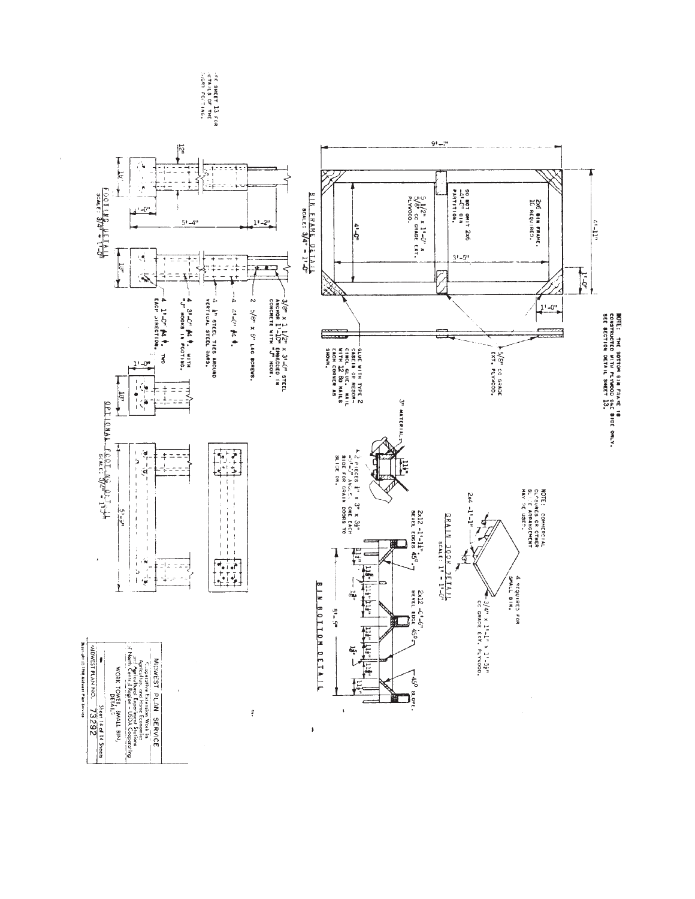NOTE: THE BOTTOM BIN FRAME IS CONSTRUCTED WITH PLYWOOD ONE SIDE ONLY. SEE SECTION DETAIL SHEET 13.

9'-1"

4'-11"

1'-0"

1'-0"

2x6 BIN FRAME. 10 REQUIRED.

DO NOT OMIT 2x6 BIN PARTITION.

5 1/2" x 1'-0" x 5/8" CC GRADE EXT. PLYWOOD.

4'-0"

3'-5"

5/8" CC GRADE EXT. PLYWOOD.

GLUE WITH TYPE 2 CASEIN OR RESORCINOL GLUE. NAIL WITH 12 8D NAILS EACH CORNER AS SHOWN.

## BIN FRAME DETAIL
SCALE: 3/4" = 1'-0"

NOTE: COMMERCIAL CLOSURES OR OTHER SLIDE ARRANGEMENT MAY BE USED.

2x4 -1'-1"

3/4"

3/4"

4 REQUIRED FOR SMALL BIN.

3/4" x 1'-1" x 1'-3/4" CC GRADE EXT. PLYWOOD.

## GRAIN DOOR DETAIL
SCALE: 1" = 1'-0"

3" MATERIAL

1 1/2"

4 2 PIECES 1" x 3" x 3/4" -1'-4" ANGLE. ONE EACH SIDE FOR GRAIN DOORS TO SLIDE ON.

2x12 -1'-1 1/2" BEVEL EDGES 45°.

2x12 -6'-6" BEVEL EDGE 45°.

45° SLOPE.

1 1/2"

1 1/8"

1 1/8"

1 1/2"

1 1/8"

1 1/8"

1 1/2"

1 1/8"

1 1/8"

1 1/2"

8'-6"

## BIN BOTTOM DETAIL

SEE SHEET 13 FOR DETAILS OF THE SHORT FOOTING.

12"

16"

1'-0"

5'-4"

1'-2"

16"

3/8" x 1 1/2" x 3'-0" STEEL ANCHOR 1'-10" EMBEDDED IN CONCRETE WITH "J" HOOK.

2 5/8" x 6" LAG SCREWS.

4 #4 $\phi$ -6'-0"

4 1/4" STEEL TIES AROUND VERTICAL STEEL BARS.

4 3'-0" #4 $\phi$. WITH "J" HOOKS IN FOOTING.

4 1'-0" #4 $\phi$. TWO EACH DIRECTION.

## FOOTING DETAIL
SCALE: 3/4" = 1'-0"

1'-0"

18"

5'-3"

## OPTIONAL FOOTING DETAIL
SCALE: 3/4" = 1'-0"

MIDWEST PLAN SERVICE

Cooperative Extension Work in Agriculture and Home Economics and Agricultural Experiment Stations of North Central Region - USDA Cooperating

WORK TOWER, SMALL BIN, DETAILS

Sheet 14 of 14 Sheets

MIDWEST PLAN NO. 73292

Copyright © 1966 Midwest Plan Service